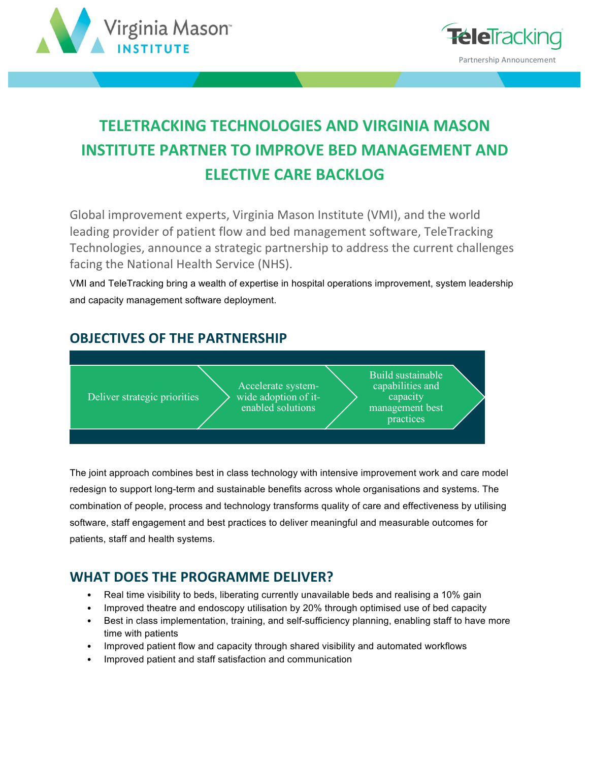Virginia Mason INSTITUTE

TeleTracking

Partnership Announcement

# TELETRACKING TECHNOLOGIES AND VIRGINIA MASON INSTITUTE PARTNER TO IMPROVE BED MANAGEMENT AND ELECTIVE CARE BACKLOG

Global improvement experts, Virginia Mason Institute (VMI), and the world leading provider of patient flow and bed management software, TeleTracking Technologies, announce a strategic partnership to address the current challenges facing the National Health Service (NHS).

VMI and TeleTracking bring a wealth of expertise in hospital operations improvement, system leadership and capacity management software deployment.

## OBJECTIVES OF THE PARTNERSHIP

Deliver strategic priorities → Accelerate system-wide adoption of it-enabled solutions → Build sustainable capabilities and capacity management best practices

The joint approach combines best in class technology with intensive improvement work and care model redesign to support long-term and sustainable benefits across whole organisations and systems. The combination of people, process and technology transforms quality of care and effectiveness by utilising software, staff engagement and best practices to deliver meaningful and measurable outcomes for patients, staff and health systems.

## WHAT DOES THE PROGRAMME DELIVER?

- Real time visibility to beds, liberating currently unavailable beds and realising a 10% gain
- Improved theatre and endoscopy utilisation by 20% through optimised use of bed capacity
- Best in class implementation, training, and self-sufficiency planning, enabling staff to have more time with patients
- Improved patient flow and capacity through shared visibility and automated workflows
- Improved patient and staff satisfaction and communication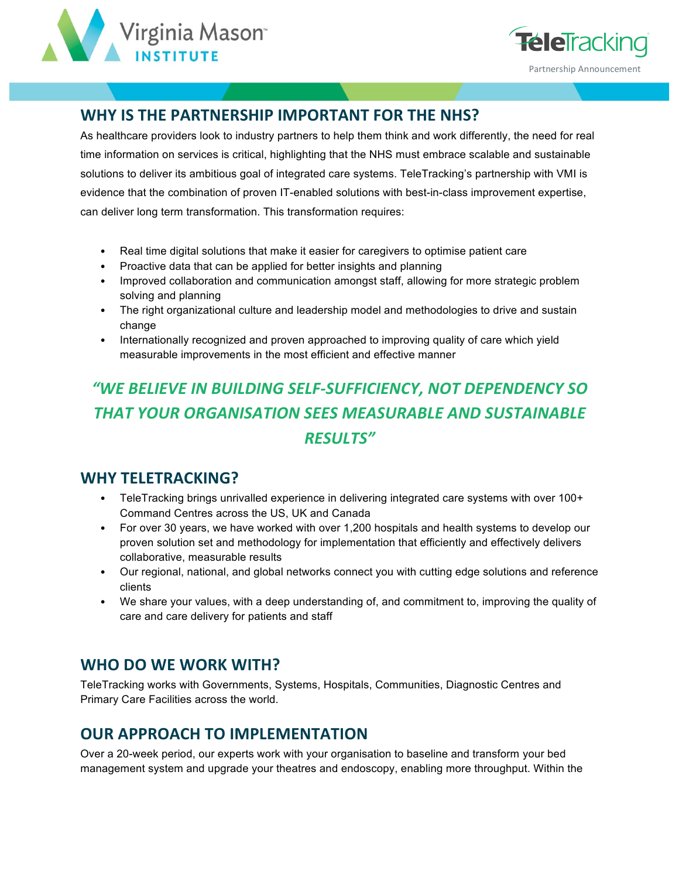## WHY IS THE PARTNERSHIP IMPORTANT FOR THE NHS?

As healthcare providers look to industry partners to help them think and work differently, the need for real time information on services is critical, highlighting that the NHS must embrace scalable and sustainable solutions to deliver its ambitious goal of integrated care systems. TeleTracking's partnership with VMI is evidence that the combination of proven IT-enabled solutions with best-in-class improvement expertise, can deliver long term transformation. This transformation requires:

- Real time digital solutions that make it easier for caregivers to optimise patient care
- Proactive data that can be applied for better insights and planning
- Improved collaboration and communication amongst staff, allowing for more strategic problem solving and planning
- The right organizational culture and leadership model and methodologies to drive and sustain change
- Internationally recognized and proven approached to improving quality of care which yield measurable improvements in the most efficient and effective manner

***"WE BELIEVE IN BUILDING SELF-SUFFICIENCY, NOT DEPENDENCY SO THAT YOUR ORGANISATION SEES MEASURABLE AND SUSTAINABLE RESULTS"***

## WHY TELETRACKING?

- TeleTracking brings unrivalled experience in delivering integrated care systems with over 100+ Command Centres across the US, UK and Canada
- For over 30 years, we have worked with over 1,200 hospitals and health systems to develop our proven solution set and methodology for implementation that efficiently and effectively delivers collaborative, measurable results
- Our regional, national, and global networks connect you with cutting edge solutions and reference clients
- We share your values, with a deep understanding of, and commitment to, improving the quality of care and care delivery for patients and staff

## WHO DO WE WORK WITH?

TeleTracking works with Governments, Systems, Hospitals, Communities, Diagnostic Centres and Primary Care Facilities across the world.

## OUR APPROACH TO IMPLEMENTATION

Over a 20-week period, our experts work with your organisation to baseline and transform your bed management system and upgrade your theatres and endoscopy, enabling more throughput. Within the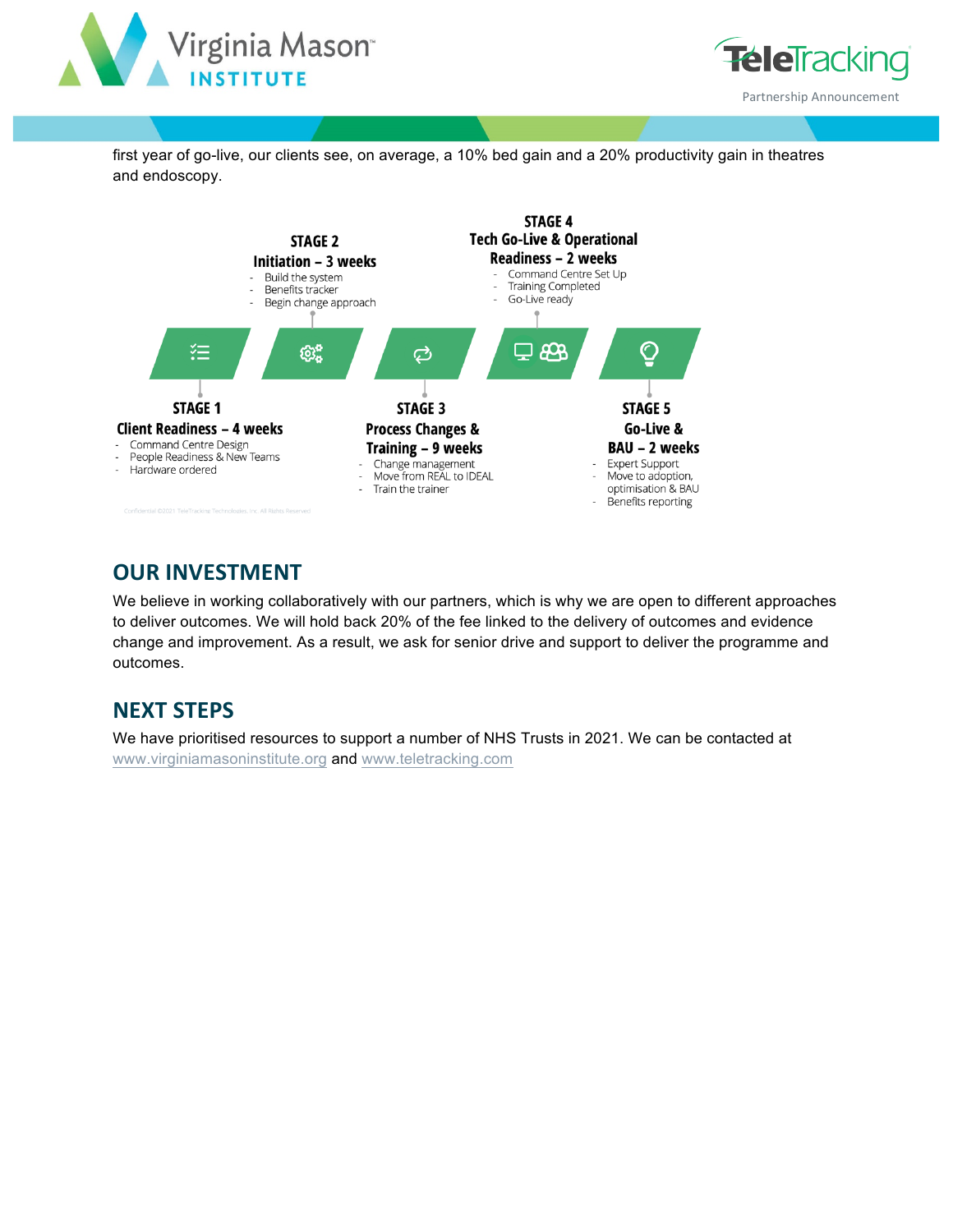first year of go-live, our clients see, on average, a 10% bed gain and a 20% productivity gain in theatres and endoscopy.

**STAGE 1**
**Client Readiness – 4 weeks**
- Command Centre Design
- People Readiness & New Teams
- Hardware ordered

**STAGE 2**
**Initiation – 3 weeks**
- Build the system
- Benefits tracker
- Begin change approach

**STAGE 3**
**Process Changes & Training – 9 weeks**
- Change management
- Move from REAL to IDEAL
- Train the trainer

**STAGE 4**
**Tech Go-Live & Operational Readiness – 2 weeks**
- Command Centre Set Up
- Training Completed
- Go-Live ready

**STAGE 5**
**Go-Live & BAU – 2 weeks**
- Expert Support
- Move to adoption, optimisation & BAU
- Benefits reporting

Confidential ©2021 TeleTracking Technologies, Inc. All Rights Reserved

## OUR INVESTMENT

We believe in working collaboratively with our partners, which is why we are open to different approaches to deliver outcomes. We will hold back 20% of the fee linked to the delivery of outcomes and evidence change and improvement. As a result, we ask for senior drive and support to deliver the programme and outcomes.

## NEXT STEPS

We have prioritised resources to support a number of NHS Trusts in 2021. We can be contacted at www.virginiamasoninstitute.org and www.teletracking.com